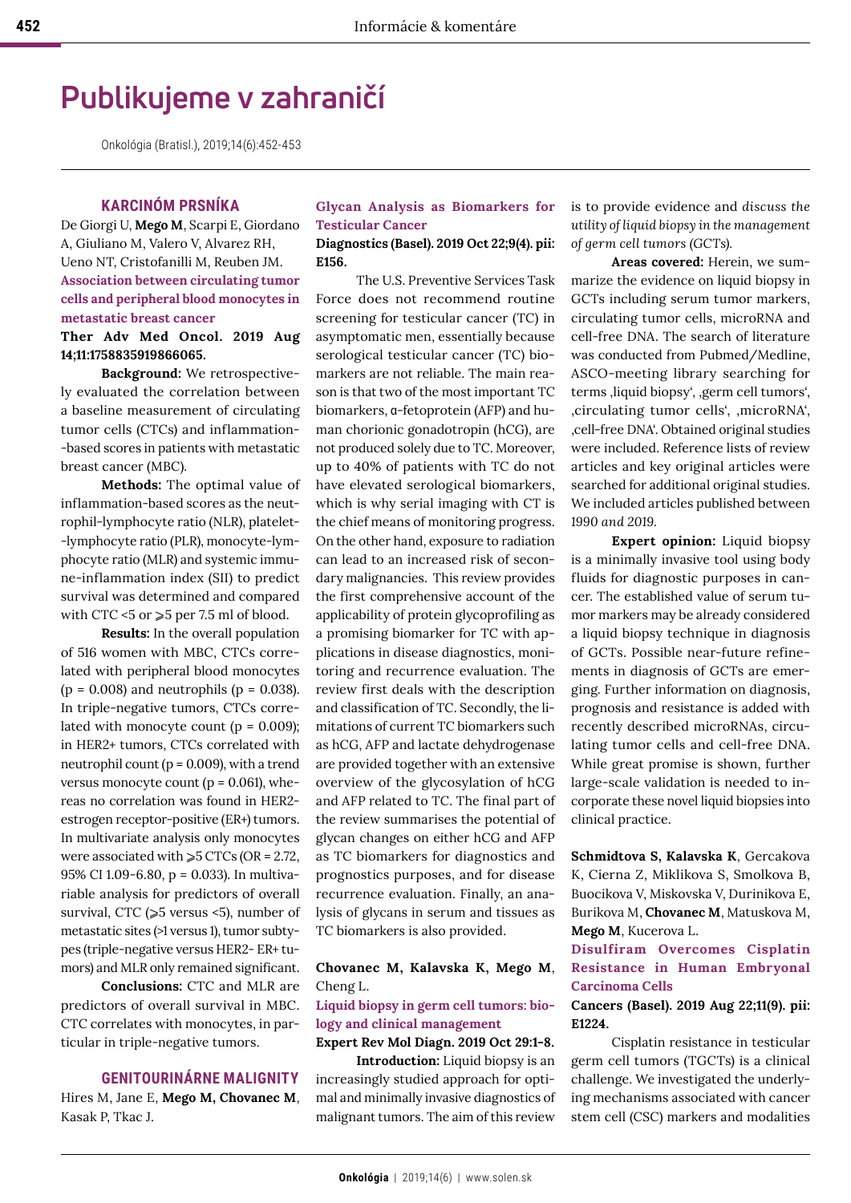# Publikujeme v zahraničí

Onkológia (Bratisl.), 2019;14(6):452-453

## KARCINÓM PRSNÍKA

De Giorgi U, **Mego M**, Scarpi E, Giordano A, Giuliano M, Valero V, Alvarez RH, Ueno NT, Cristofanilli M, Reuben JM.

**Association between circulating tumor cells and peripheral blood monocytes in metastatic breast cancer**

**Ther Adv Med Oncol. 2019 Aug 14;11:1758835919866065.**

**Background:** We retrospectively evaluated the correlation between a baseline measurement of circulating tumor cells (CTCs) and inflammation-based scores in patients with metastatic breast cancer (MBC).

**Methods:** The optimal value of inflammation-based scores as the neutrophil-lymphocyte ratio (NLR), platelet-lymphocyte ratio (PLR), monocyte-lymphocyte ratio (MLR) and systemic immune-inflammation index (SII) to predict survival was determined and compared with CTC <5 or ⩾5 per 7.5 ml of blood.

**Results:** In the overall population of 516 women with MBC, CTCs correlated with peripheral blood monocytes ($p = 0.008$) and neutrophils ($p = 0.038$). In triple-negative tumors, CTCs correlated with monocyte count ($p = 0.009$); in HER2+ tumors, CTCs correlated with neutrophil count ($p = 0.009$), with a trend versus monocyte count ($p = 0.061$), whereas no correlation was found in HER2-estrogen receptor-positive (ER+) tumors. In multivariate analysis only monocytes were associated with ⩾5 CTCs (OR = 2.72, 95% CI 1.09-6.80, $p = 0.033$). In multivariable analysis for predictors of overall survival, CTC (⩾5 versus <5), number of metastatic sites (>1 versus 1), tumor subtypes (triple-negative versus HER2- ER+ tumors) and MLR only remained significant.

**Conclusions:** CTC and MLR are predictors of overall survival in MBC. CTC correlates with monocytes, in particular in triple-negative tumors.

## GENITOURINÁRNE MALIGNITY

Hires M, Jane E, **Mego M, Chovanec M**, Kasak P, Tkac J.

**Glycan Analysis as Biomarkers for Testicular Cancer**

**Diagnostics (Basel). 2019 Oct 22;9(4). pii: E156.**

The U.S. Preventive Services Task Force does not recommend routine screening for testicular cancer (TC) in asymptomatic men, essentially because serological testicular cancer (TC) biomarkers are not reliable. The main reason is that two of the most important TC biomarkers, α-fetoprotein (AFP) and human chorionic gonadotropin (hCG), are not produced solely due to TC. Moreover, up to 40% of patients with TC do not have elevated serological biomarkers, which is why serial imaging with CT is the chief means of monitoring progress. On the other hand, exposure to radiation can lead to an increased risk of secondary malignancies. This review provides the first comprehensive account of the applicability of protein glycoprofiling as a promising biomarker for TC with applications in disease diagnostics, monitoring and recurrence evaluation. The review first deals with the description and classification of TC. Secondly, the limitations of current TC biomarkers such as hCG, AFP and lactate dehydrogenase are provided together with an extensive overview of the glycosylation of hCG and AFP related to TC. The final part of the review summarises the potential of glycan changes on either hCG and AFP as TC biomarkers for diagnostics and prognostics purposes, and for disease recurrence evaluation. Finally, an analysis of glycans in serum and tissues as TC biomarkers is also provided.

**Chovanec M, Kalavska K, Mego M**, Cheng L.

**Liquid biopsy in germ cell tumors: biology and clinical management**

**Expert Rev Mol Diagn. 2019 Oct 29:1-8.**

**Introduction:** Liquid biopsy is an increasingly studied approach for optimal and minimally invasive diagnostics of malignant tumors. The aim of this review is to provide evidence and *discuss the utility of liquid biopsy in the management of germ cell tumors (GCTs).*

**Areas covered:** Herein, we summarize the evidence on liquid biopsy in GCTs including serum tumor markers, circulating tumor cells, microRNA and cell-free DNA. The search of literature was conducted from Pubmed/Medline, ASCO-meeting library searching for terms ‚liquid biopsy', ‚germ cell tumors', ‚circulating tumor cells', ‚microRNA', ‚cell-free DNA'. Obtained original studies were included. Reference lists of review articles and key original articles were searched for additional original studies. We included articles published between *1990 and 2019.*

**Expert opinion:** Liquid biopsy is a minimally invasive tool using body fluids for diagnostic purposes in cancer. The established value of serum tumor markers may be already considered a liquid biopsy technique in diagnosis of GCTs. Possible near-future refinements in diagnosis of GCTs are emerging. Further information on diagnosis, prognosis and resistance is added with recently described microRNAs, circulating tumor cells and cell-free DNA. While great promise is shown, further large-scale validation is needed to incorporate these novel liquid biopsies into clinical practice.

**Schmidtova S, Kalavska K**, Gercakova K, Cierna Z, Miklikova S, Smolkova B, Buocikova V, Miskovska V, Durinikova E, Burikova M, **Chovanec M**, Matuskova M, **Mego M**, Kucerova L.

**Disulfiram Overcomes Cisplatin Resistance in Human Embryonal Carcinoma Cells**

**Cancers (Basel). 2019 Aug 22;11(9). pii: E1224.**

Cisplatin resistance in testicular germ cell tumors (TGCTs) is a clinical challenge. We investigated the underlying mechanisms associated with cancer stem cell (CSC) markers and modalities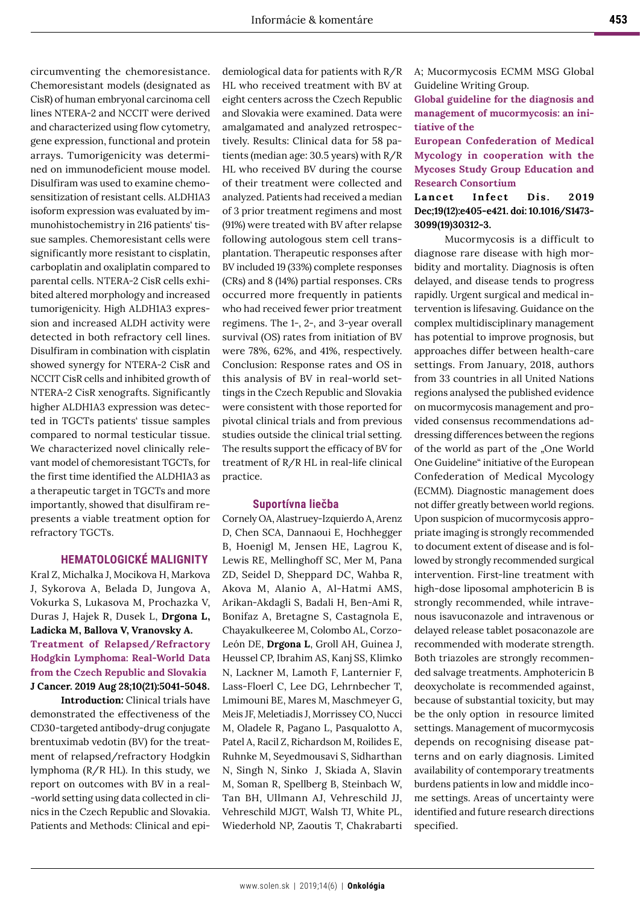circumventing the chemoresistance. Chemoresistant models (designated as CisR) of human embryonal carcinoma cell lines NTERA-2 and NCCIT were derived and characterized using flow cytometry, gene expression, functional and protein arrays. Tumorigenicity was determined on immunodeficient mouse model. Disulfiram was used to examine chemosensitization of resistant cells. ALDH1A3 isoform expression was evaluated by immunohistochemistry in 216 patients' tissue samples. Chemoresistant cells were significantly more resistant to cisplatin, carboplatin and oxaliplatin compared to parental cells. NTERA-2 CisR cells exhibited altered morphology and increased tumorigenicity. High ALDH1A3 expression and increased ALDH activity were detected in both refractory cell lines. Disulfiram in combination with cisplatin showed synergy for NTERA-2 CisR and NCCIT CisR cells and inhibited growth of NTERA-2 CisR xenografts. Significantly higher ALDH1A3 expression was detected in TGCTs patients' tissue samples compared to normal testicular tissue. We characterized novel clinically relevant model of chemoresistant TGCTs, for the first time identified the ALDH1A3 as a therapeutic target in TGCTs and more importantly, showed that disulfiram represents a viable treatment option for refractory TGCTs.

## HEMATOLOGICKÉ MALIGNITY

Kral Z, Michalka J, Mocikova H, Markova J, Sykorova A, Belada D, Jungova A, Vokurka S, Lukasova M, Prochazka V, Duras J, Hajek R, Dusek L, **Drgona L, Ladicka M, Ballova V, Vranovsky A.**

**Treatment of Relapsed/Refractory Hodgkin Lymphoma: Real-World Data from the Czech Republic and Slovakia**

**J Cancer. 2019 Aug 28;10(21):5041-5048.**

**Introduction:** Clinical trials have demonstrated the effectiveness of the CD30-targeted antibody-drug conjugate brentuximab vedotin (BV) for the treatment of relapsed/refractory Hodgkin lymphoma (R/R HL). In this study, we report on outcomes with BV in a real-world setting using data collected in clinics in the Czech Republic and Slovakia. Patients and Methods: Clinical and epidemiological data for patients with R/R HL who received treatment with BV at eight centers across the Czech Republic and Slovakia were examined. Data were amalgamated and analyzed retrospectively. Results: Clinical data for 58 patients (median age: 30.5 years) with R/R HL who received BV during the course of their treatment were collected and analyzed. Patients had received a median of 3 prior treatment regimens and most (91%) were treated with BV after relapse following autologous stem cell transplantation. Therapeutic responses after BV included 19 (33%) complete responses (CRs) and 8 (14%) partial responses. CRs occurred more frequently in patients who had received fewer prior treatment regimens. The 1-, 2-, and 3-year overall survival (OS) rates from initiation of BV were 78%, 62%, and 41%, respectively. Conclusion: Response rates and OS in this analysis of BV in real-world settings in the Czech Republic and Slovakia were consistent with those reported for pivotal clinical trials and from previous studies outside the clinical trial setting. The results support the efficacy of BV for treatment of R/R HL in real-life clinical practice.

## Suportívna liečba

Cornely OA, Alastruey-Izquierdo A, Arenz D, Chen SCA, Dannaoui E, Hochhegger B, Hoenigl M, Jensen HE, Lagrou K, Lewis RE, Mellinghoff SC, Mer M, Pana ZD, Seidel D, Sheppard DC, Wahba R, Akova M, Alanio A, Al-Hatmi AMS, Arikan-Akdagli S, Badali H, Ben-Ami R, Bonifaz A, Bretagne S, Castagnola E, Chayakulkeeree M, Colombo AL, Corzo-León DE, **Drgona L**, Groll AH, Guinea J, Heussel CP, Ibrahim AS, Kanj SS, Klimko N, Lackner M, Lamoth F, Lanternier F, Lass-Floerl C, Lee DG, Lehrnbecher T, Lmimouni BE, Mares M, Maschmeyer G, Meis JF, Meletiadis J, Morrissey CO, Nucci M, Oladele R, Pagano L, Pasqualotto A, Patel A, Racil Z, Richardson M, Roilides E, Ruhnke M, Seyedmousavi S, Sidharthan N, Singh N, Sinko J, Skiada A, Slavin M, Soman R, Spellberg B, Steinbach W, Tan BH, Ullmann AJ, Vehreschild JJ, Vehreschild MJGT, Walsh TJ, White PL, Wiederhold NP, Zaoutis T, Chakrabarti A; Mucormycosis ECMM MSG Global Guideline Writing Group.

**Global guideline for the diagnosis and management of mucormycosis: an initiative of the European Confederation of Medical Mycology in cooperation with the Mycoses Study Group Education and Research Consortium**

**Lancet Infect Dis. 2019 Dec;19(12):e405-e421. doi: 10.1016/S1473-3099(19)30312-3.**

Mucormycosis is a difficult to diagnose rare disease with high morbidity and mortality. Diagnosis is often delayed, and disease tends to progress rapidly. Urgent surgical and medical intervention is lifesaving. Guidance on the complex multidisciplinary management has potential to improve prognosis, but approaches differ between health-care settings. From January, 2018, authors from 33 countries in all United Nations regions analysed the published evidence on mucormycosis management and provided consensus recommendations addressing differences between the regions of the world as part of the „One World One Guideline" initiative of the European Confederation of Medical Mycology (ECMM). Diagnostic management does not differ greatly between world regions. Upon suspicion of mucormycosis appropriate imaging is strongly recommended to document extent of disease and is followed by strongly recommended surgical intervention. First-line treatment with high-dose liposomal amphotericin B is strongly recommended, while intravenous isavuconazole and intravenous or delayed release tablet posaconazole are recommended with moderate strength. Both triazoles are strongly recommended salvage treatments. Amphotericin B deoxycholate is recommended against, because of substantial toxicity, but may be the only option in resource limited settings. Management of mucormycosis depends on recognising disease patterns and on early diagnosis. Limited availability of contemporary treatments burdens patients in low and middle income settings. Areas of uncertainty were identified and future research directions specified.